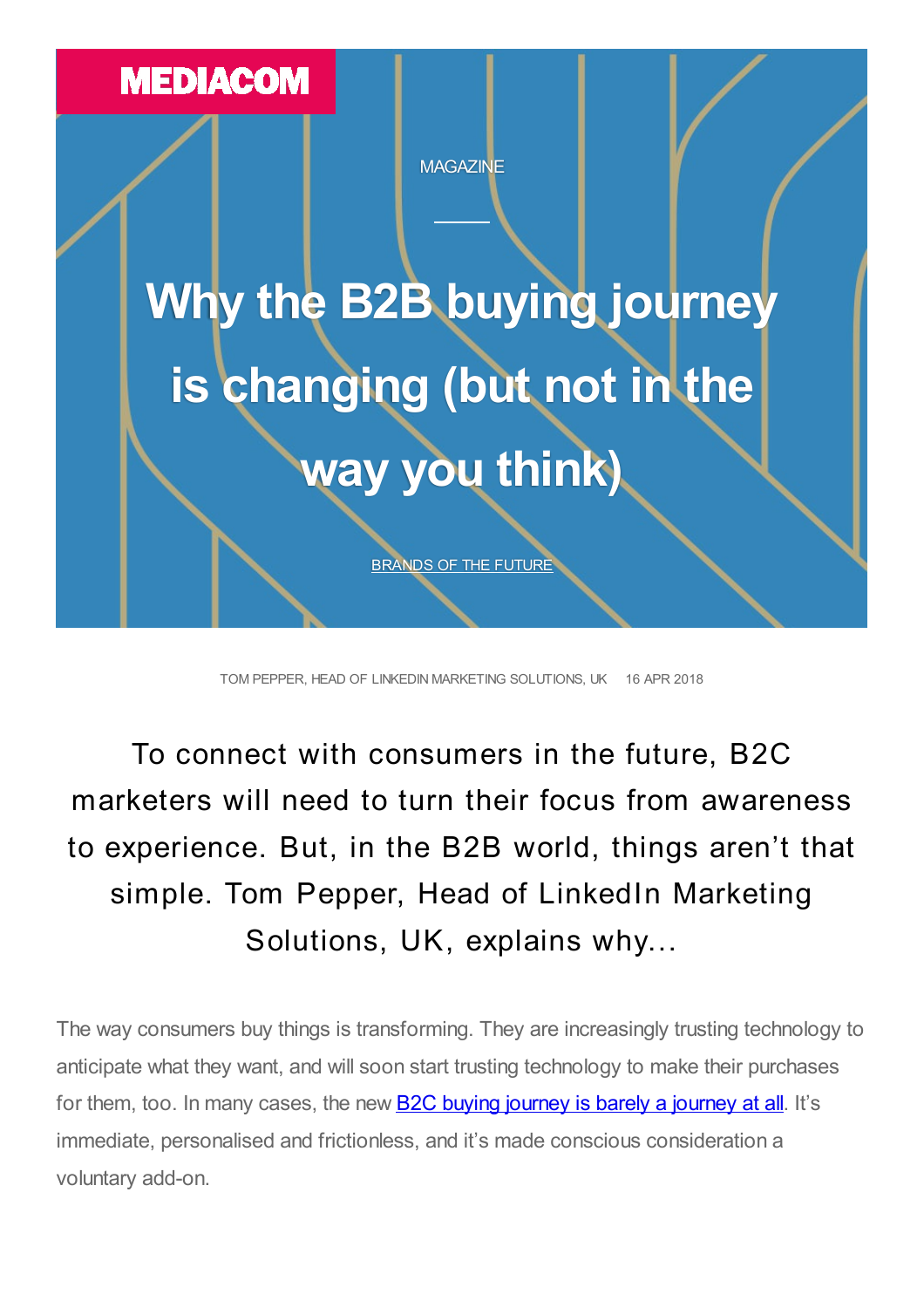MEDIACOM

MAGAZINE

# Why the B2B buying journey is changing (but not in the way you think)

[BRANDS OF THE FUTURE]

TOM PEPPER, HEAD OF LINKEDIN MARKETING SOLUTIONS, UK    16 APR 2018

To connect with consumers in the future, B2C marketers will need to turn their focus from awareness to experience. But, in the B2B world, things aren't that simple. Tom Pepper, Head of LinkedIn Marketing Solutions, UK, explains why...

The way consumers buy things is transforming. They are increasingly trusting technology to anticipate what they want, and will soon start trusting technology to make their purchases for them, too. In many cases, the new [B2C buying journey is barely a journey at all]. It's immediate, personalised and frictionless, and it's made conscious consideration a voluntary add-on.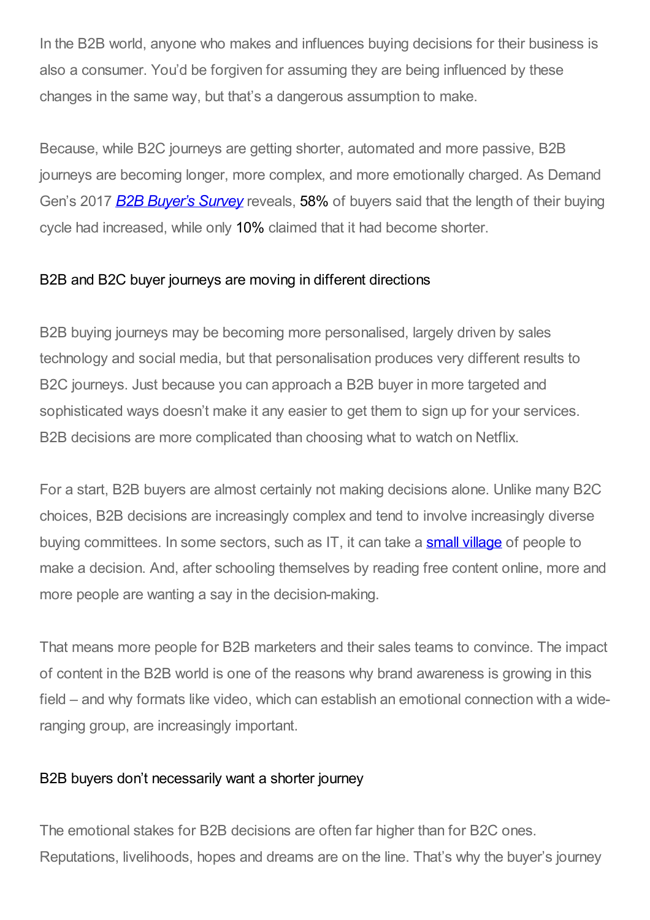In the B2B world, anyone who makes and influences buying decisions for their business is also a consumer. You'd be forgiven for assuming they are being influenced by these changes in the same way, but that's a dangerous assumption to make.

Because, while B2C journeys are getting shorter, automated and more passive, B2B journeys are becoming longer, more complex, and more emotionally charged. As Demand Gen's 2017 [*B2B Buyer's Survey*]() reveals, 58% of buyers said that the length of their buying cycle had increased, while only 10% claimed that it had become shorter.

## B2B and B2C buyer journeys are moving in different directions

B2B buying journeys may be becoming more personalised, largely driven by sales technology and social media, but that personalisation produces very different results to B2C journeys. Just because you can approach a B2B buyer in more targeted and sophisticated ways doesn't make it any easier to get them to sign up for your services. B2B decisions are more complicated than choosing what to watch on Netflix.

For a start, B2B buyers are almost certainly not making decisions alone. Unlike many B2C choices, B2B decisions are increasingly complex and tend to involve increasingly diverse buying committees. In some sectors, such as IT, it can take a [small village]() of people to make a decision. And, after schooling themselves by reading free content online, more and more people are wanting a say in the decision-making.

That means more people for B2B marketers and their sales teams to convince. The impact of content in the B2B world is one of the reasons why brand awareness is growing in this field – and why formats like video, which can establish an emotional connection with a wide-ranging group, are increasingly important.

## B2B buyers don't necessarily want a shorter journey

The emotional stakes for B2B decisions are often far higher than for B2C ones. Reputations, livelihoods, hopes and dreams are on the line. That's why the buyer's journey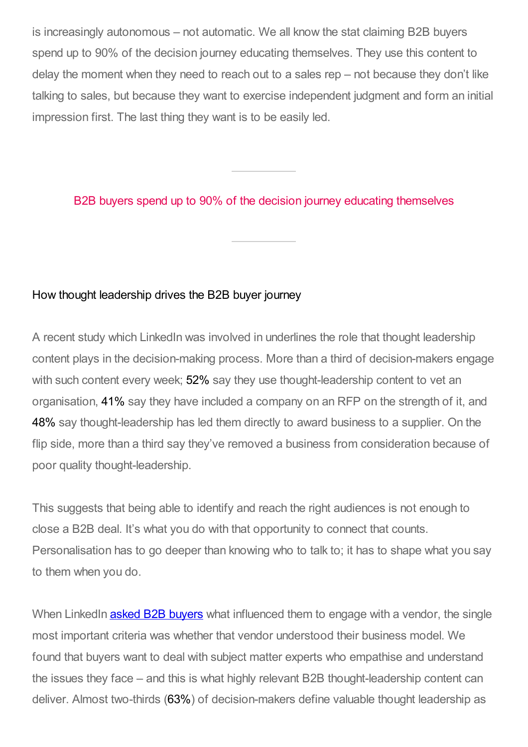is increasingly autonomous – not automatic. We all know the stat claiming B2B buyers spend up to 90% of the decision journey educating themselves. They use this content to delay the moment when they need to reach out to a sales rep – not because they don't like talking to sales, but because they want to exercise independent judgment and form an initial impression first. The last thing they want is to be easily led.

---

B2B buyers spend up to 90% of the decision journey educating themselves

---

## How thought leadership drives the B2B buyer journey

A recent study which LinkedIn was involved in underlines the role that thought leadership content plays in the decision-making process. More than a third of decision-makers engage with such content every week; 52% say they use thought-leadership content to vet an organisation, 41% say they have included a company on an RFP on the strength of it, and 48% say thought-leadership has led them directly to award business to a supplier. On the flip side, more than a third say they've removed a business from consideration because of poor quality thought-leadership.

This suggests that being able to identify and reach the right audiences is not enough to close a B2B deal. It's what you do with that opportunity to connect that counts. Personalisation has to go deeper than knowing who to talk to; it has to shape what you say to them when you do.

When LinkedIn [asked B2B buyers] what influenced them to engage with a vendor, the single most important criteria was whether that vendor understood their business model. We found that buyers want to deal with subject matter experts who empathise and understand the issues they face – and this is what highly relevant B2B thought-leadership content can deliver. Almost two-thirds (63%) of decision-makers define valuable thought leadership as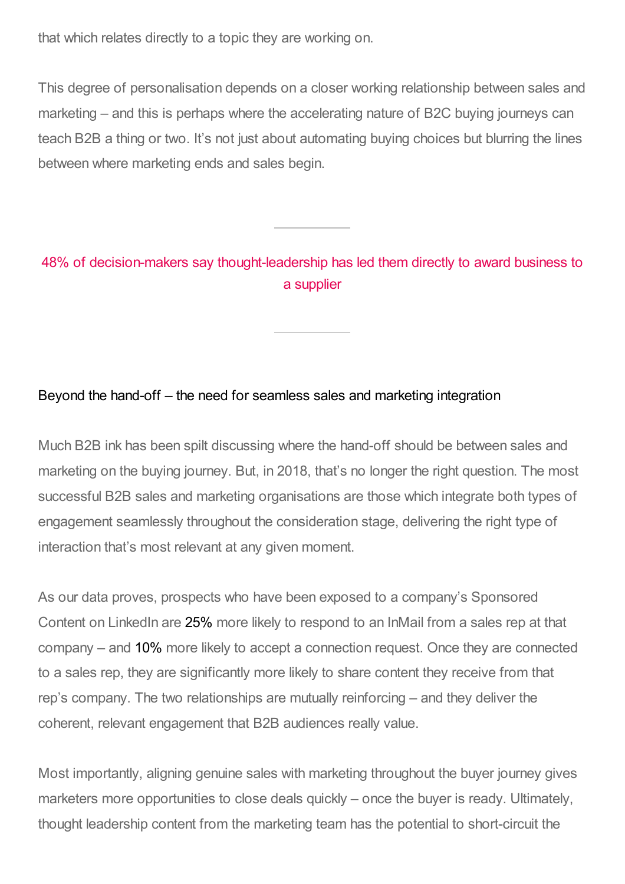that which relates directly to a topic they are working on.

This degree of personalisation depends on a closer working relationship between sales and marketing – and this is perhaps where the accelerating nature of B2C buying journeys can teach B2B a thing or two. It's not just about automating buying choices but blurring the lines between where marketing ends and sales begin.

---

48% of decision-makers say thought-leadership has led them directly to award business to a supplier

---

## Beyond the hand-off – the need for seamless sales and marketing integration

Much B2B ink has been spilt discussing where the hand-off should be between sales and marketing on the buying journey. But, in 2018, that's no longer the right question. The most successful B2B sales and marketing organisations are those which integrate both types of engagement seamlessly throughout the consideration stage, delivering the right type of interaction that's most relevant at any given moment.

As our data proves, prospects who have been exposed to a company's Sponsored Content on LinkedIn are 25% more likely to respond to an InMail from a sales rep at that company – and 10% more likely to accept a connection request. Once they are connected to a sales rep, they are significantly more likely to share content they receive from that rep's company. The two relationships are mutually reinforcing – and they deliver the coherent, relevant engagement that B2B audiences really value.

Most importantly, aligning genuine sales with marketing throughout the buyer journey gives marketers more opportunities to close deals quickly – once the buyer is ready. Ultimately, thought leadership content from the marketing team has the potential to short-circuit the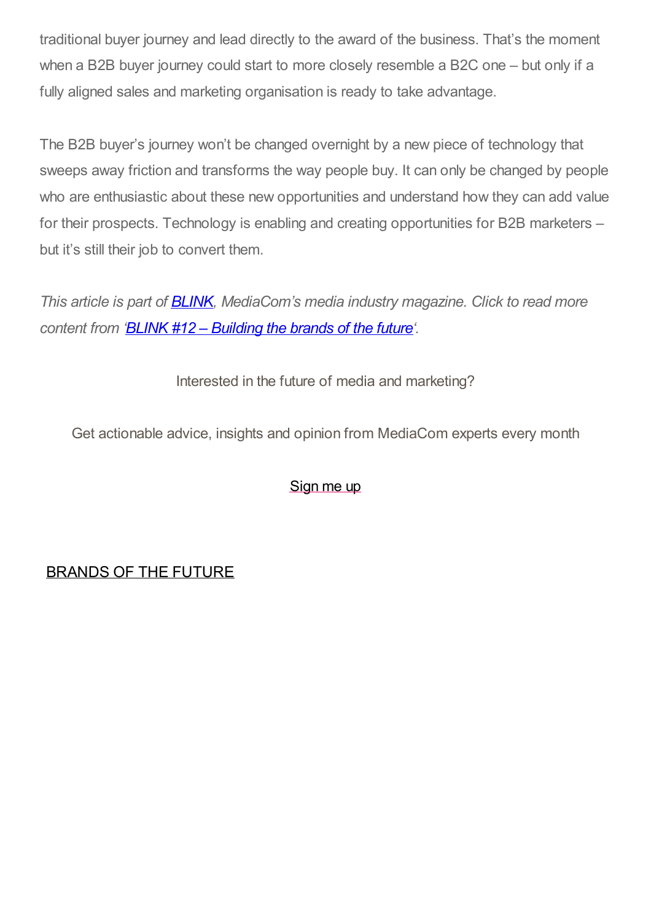traditional buyer journey and lead directly to the award of the business. That's the moment when a B2B buyer journey could start to more closely resemble a B2C one – but only if a fully aligned sales and marketing organisation is ready to take advantage.

The B2B buyer's journey won't be changed overnight by a new piece of technology that sweeps away friction and transforms the way people buy. It can only be changed by people who are enthusiastic about these new opportunities and understand how they can add value for their prospects. Technology is enabling and creating opportunities for B2B marketers – but it's still their job to convert them.

*This article is part of BLINK, MediaCom's media industry magazine. Click to read more content from 'BLINK #12 – Building the brands of the future'.*

Interested in the future of media and marketing?

Get actionable advice, insights and opinion from MediaCom experts every month

Sign me up

BRANDS OF THE FUTURE